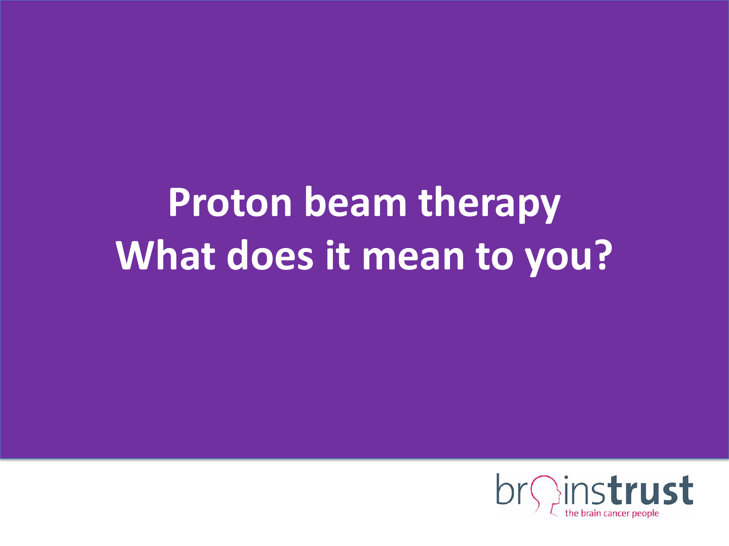# Proton beam therapy
# What does it mean to you?

brainstrust
the brain cancer people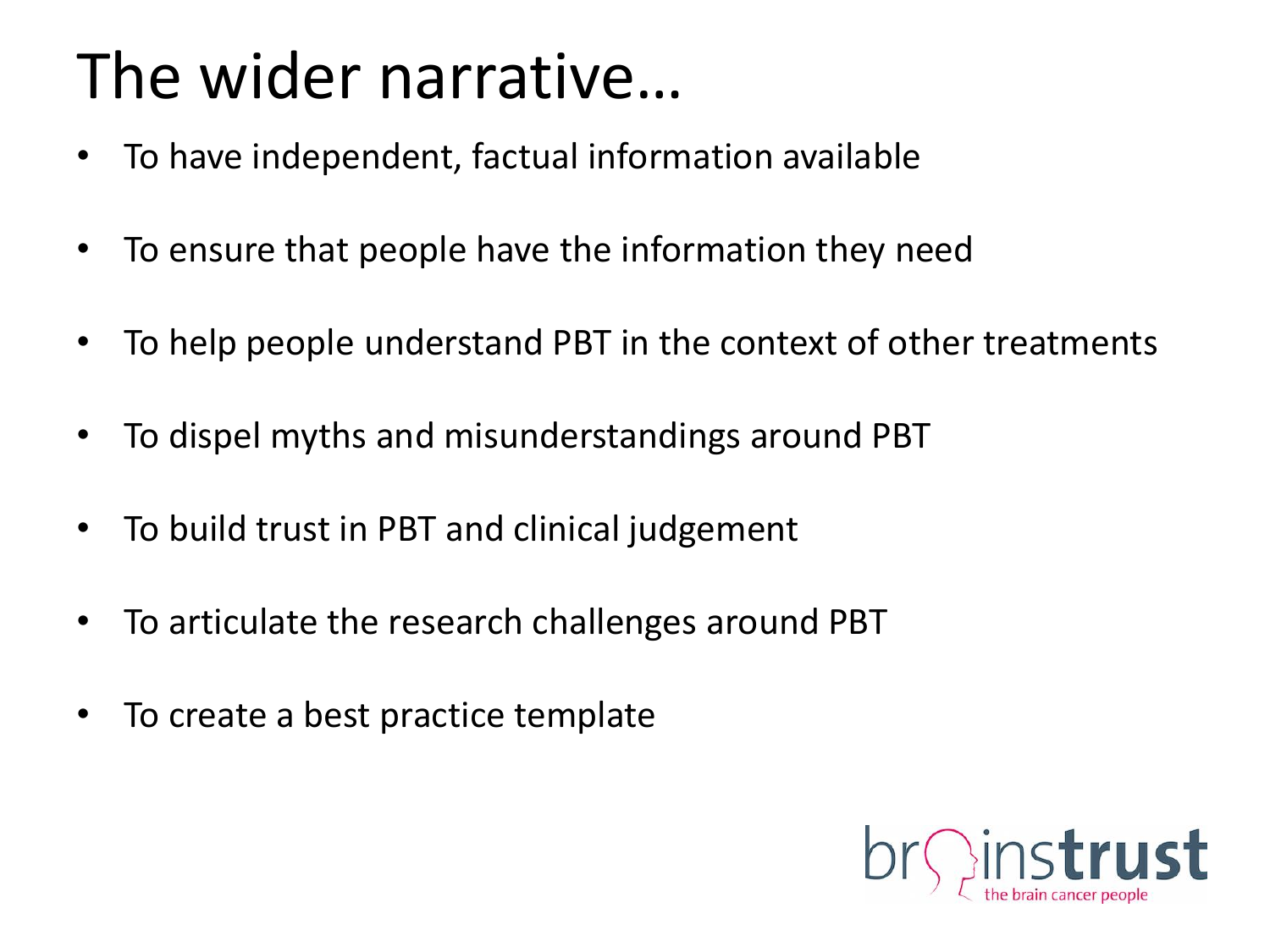# The wider narrative…

- To have independent, factual information available
- To ensure that people have the information they need
- To help people understand PBT in the context of other treatments
- To dispel myths and misunderstandings around PBT
- To build trust in PBT and clinical judgement
- To articulate the research challenges around PBT
- To create a best practice template

braintrust
the brain cancer people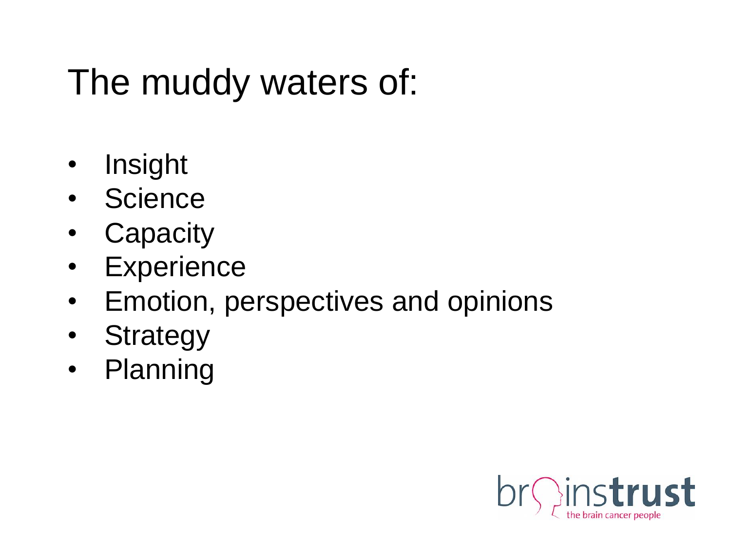# The muddy waters of:

- Insight
- Science
- Capacity
- Experience
- Emotion, perspectives and opinions
- Strategy
- Planning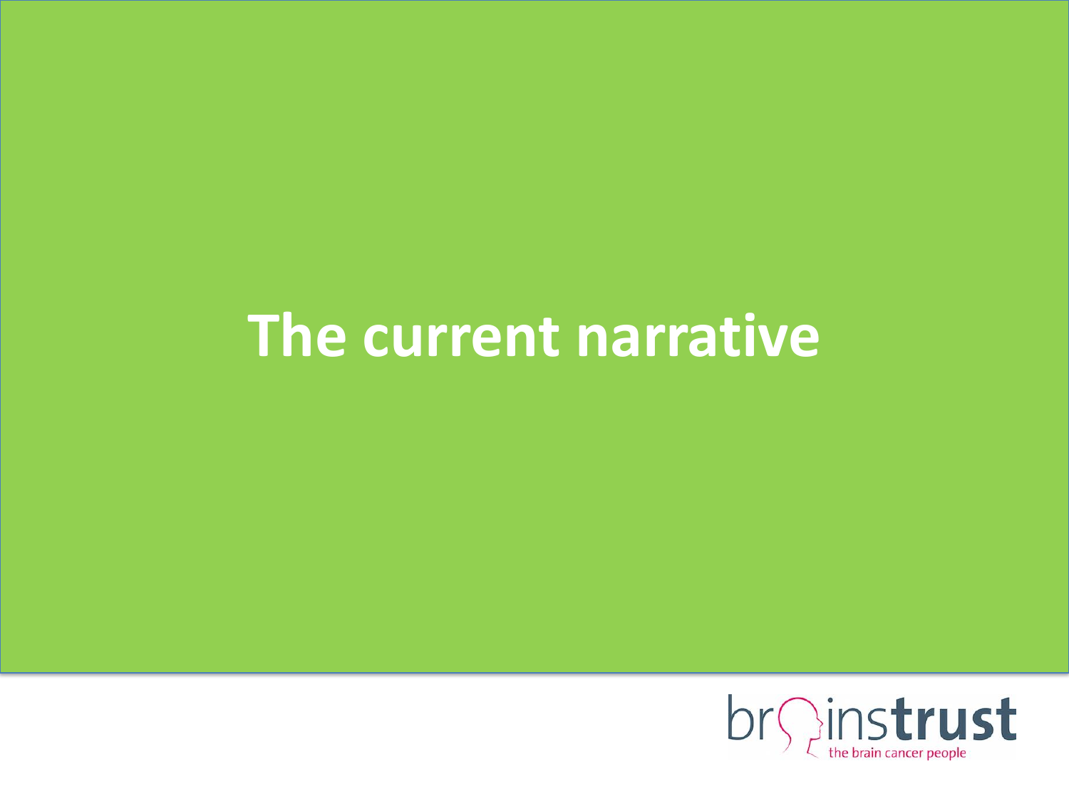# The current narrative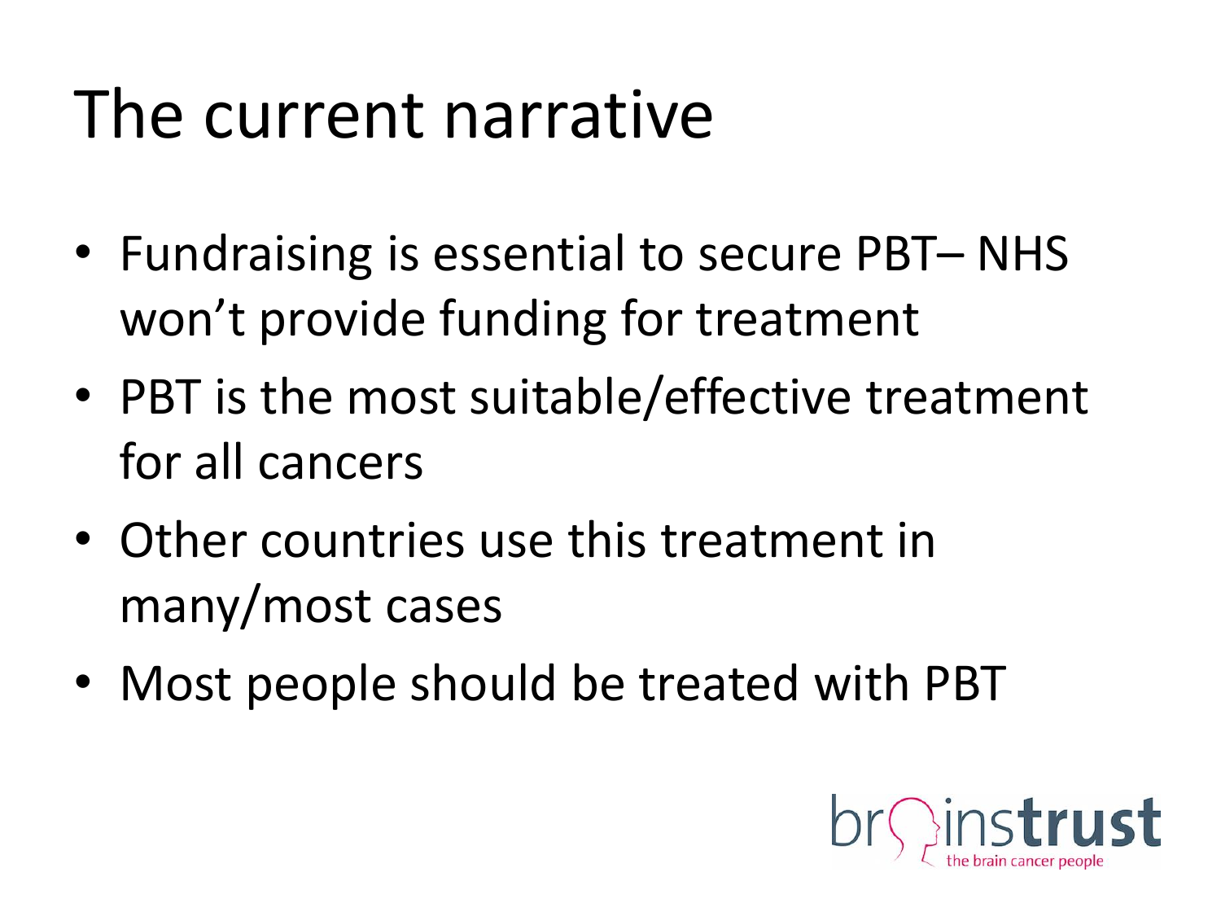# The current narrative

- Fundraising is essential to secure PBT– NHS won't provide funding for treatment
- PBT is the most suitable/effective treatment for all cancers
- Other countries use this treatment in many/most cases
- Most people should be treated with PBT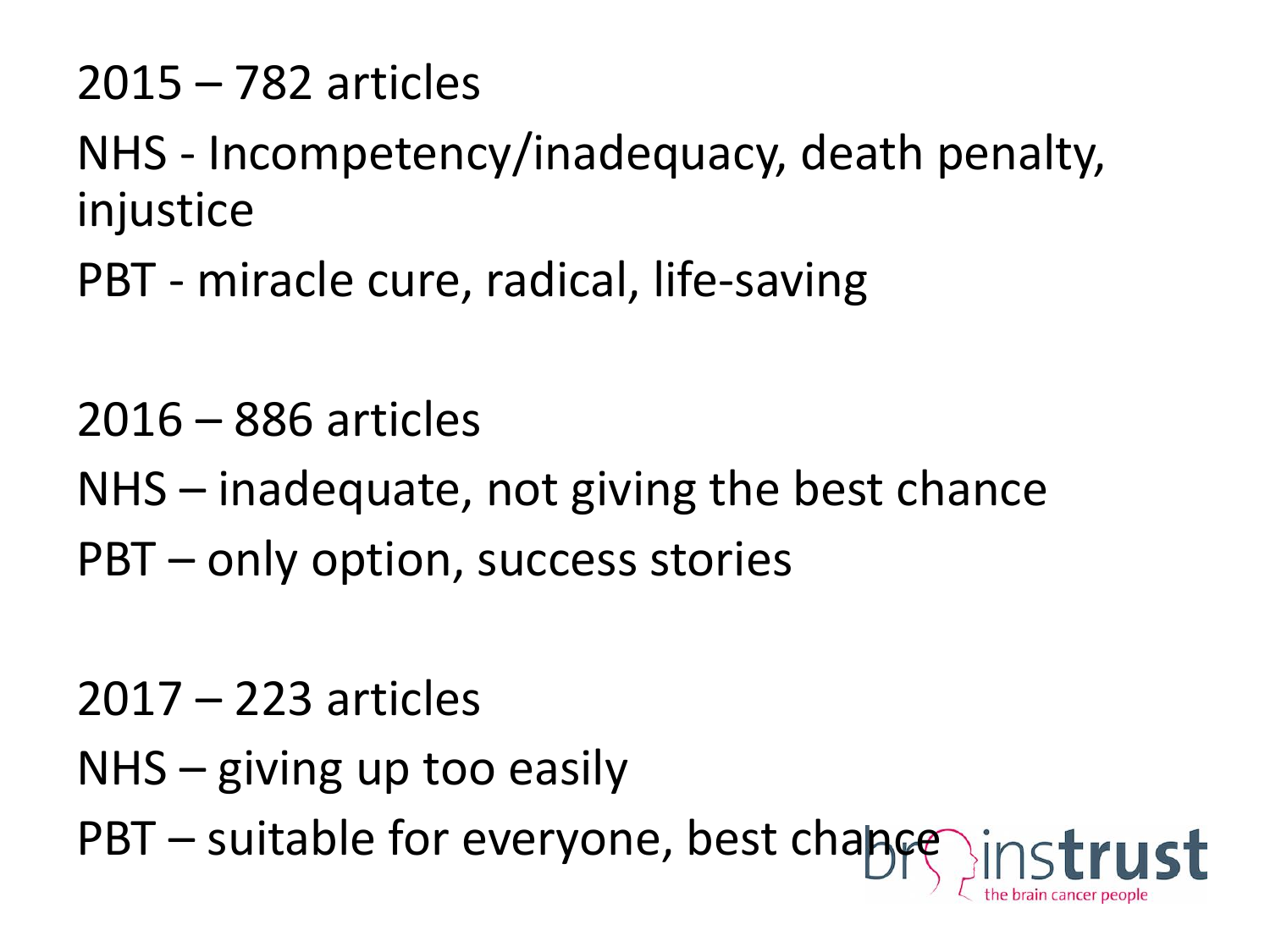2015 – 782 articles

NHS - Incompetency/inadequacy, death penalty, injustice

PBT - miracle cure, radical, life-saving

2016 – 886 articles

NHS – inadequate, not giving the best chance

PBT – only option, success stories

2017 – 223 articles

NHS – giving up too easily

PBT – suitable for everyone, best chance

brainstrust
the brain cancer people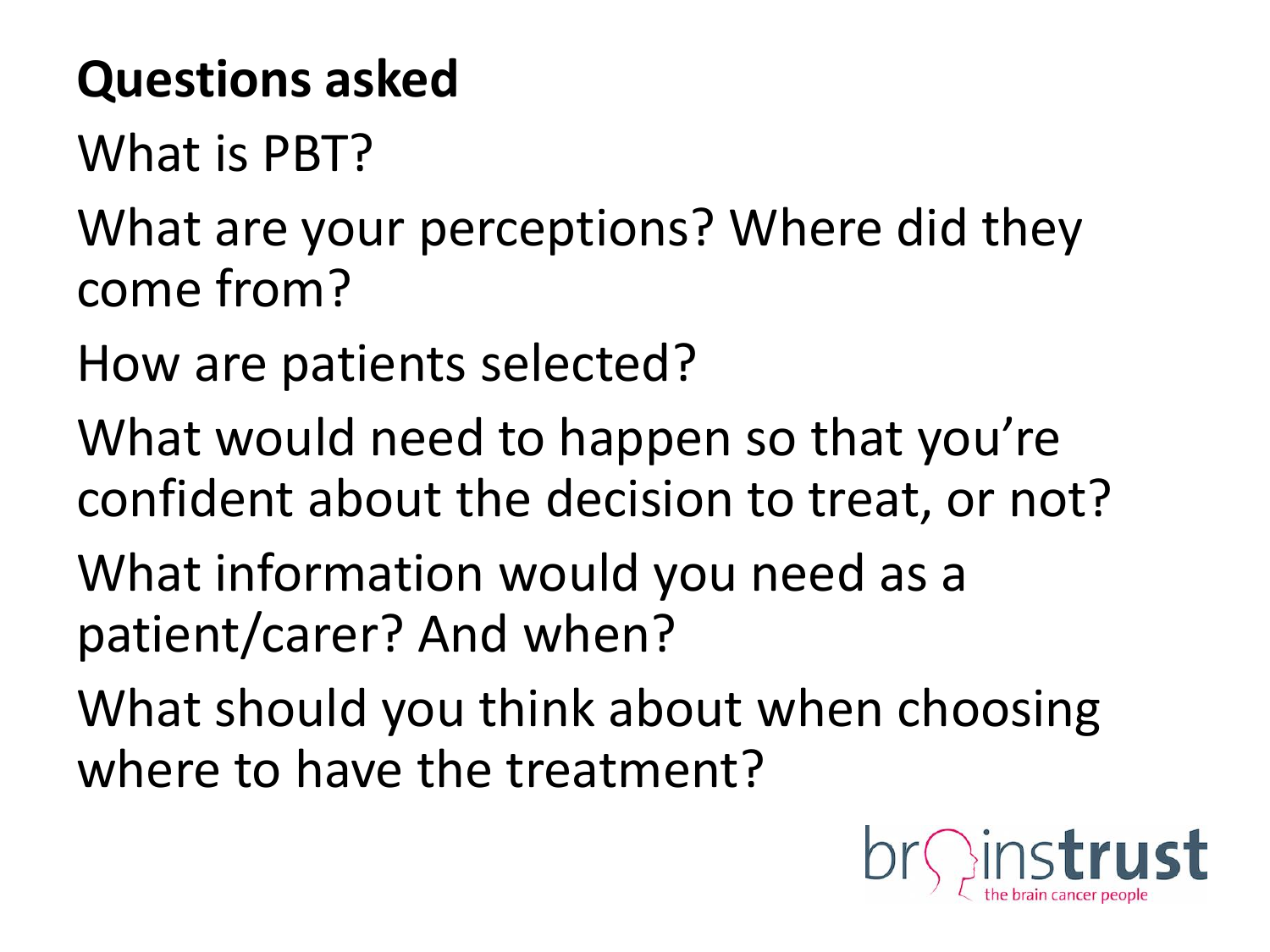## Questions asked

What is PBT?

What are your perceptions? Where did they come from?

How are patients selected?

What would need to happen so that you're confident about the decision to treat, or not?

What information would you need as a patient/carer? And when?

What should you think about when choosing where to have the treatment?

brainstrust
the brain cancer people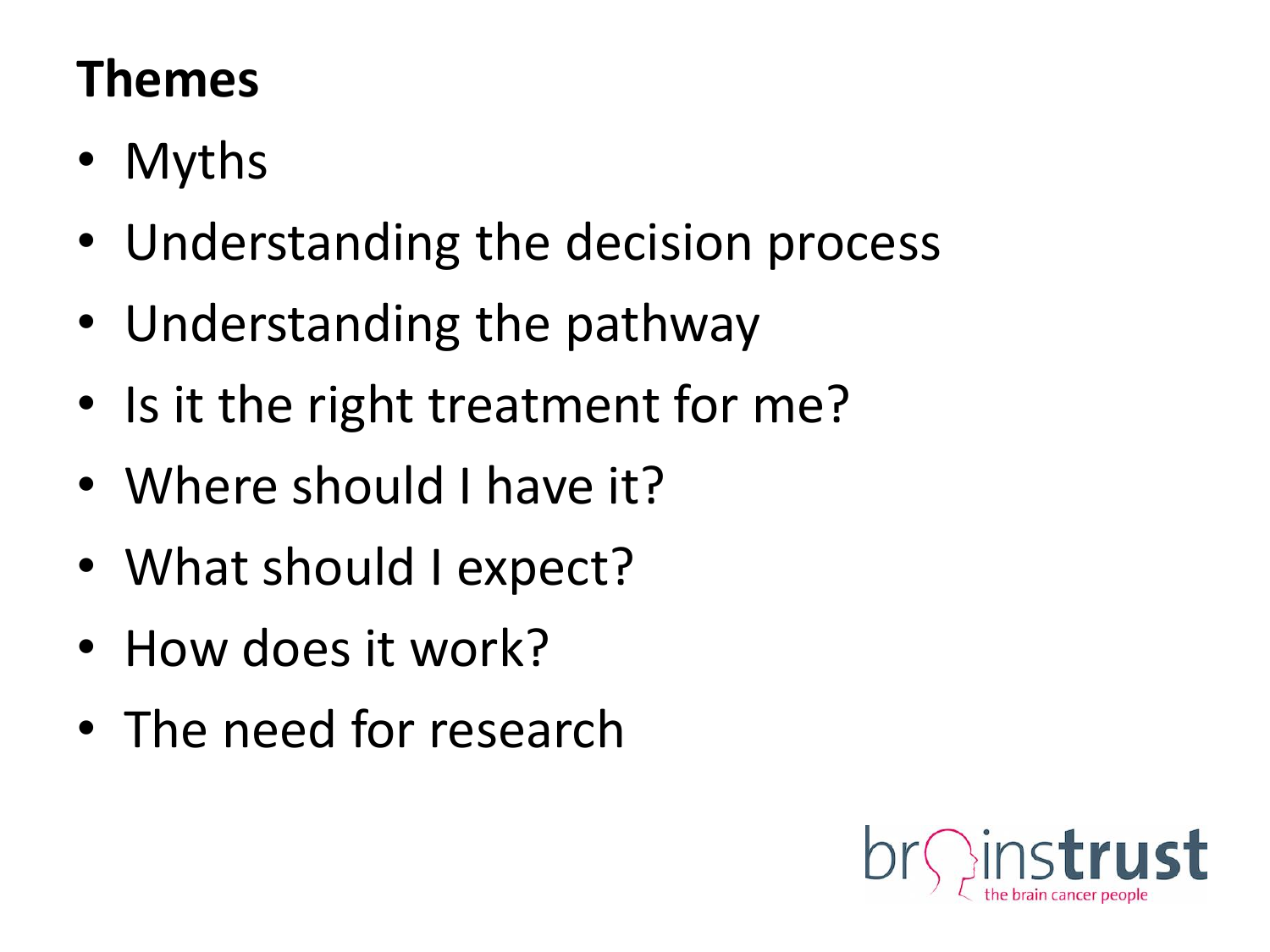## Themes

- Myths
- Understanding the decision process
- Understanding the pathway
- Is it the right treatment for me?
- Where should I have it?
- What should I expect?
- How does it work?
- The need for research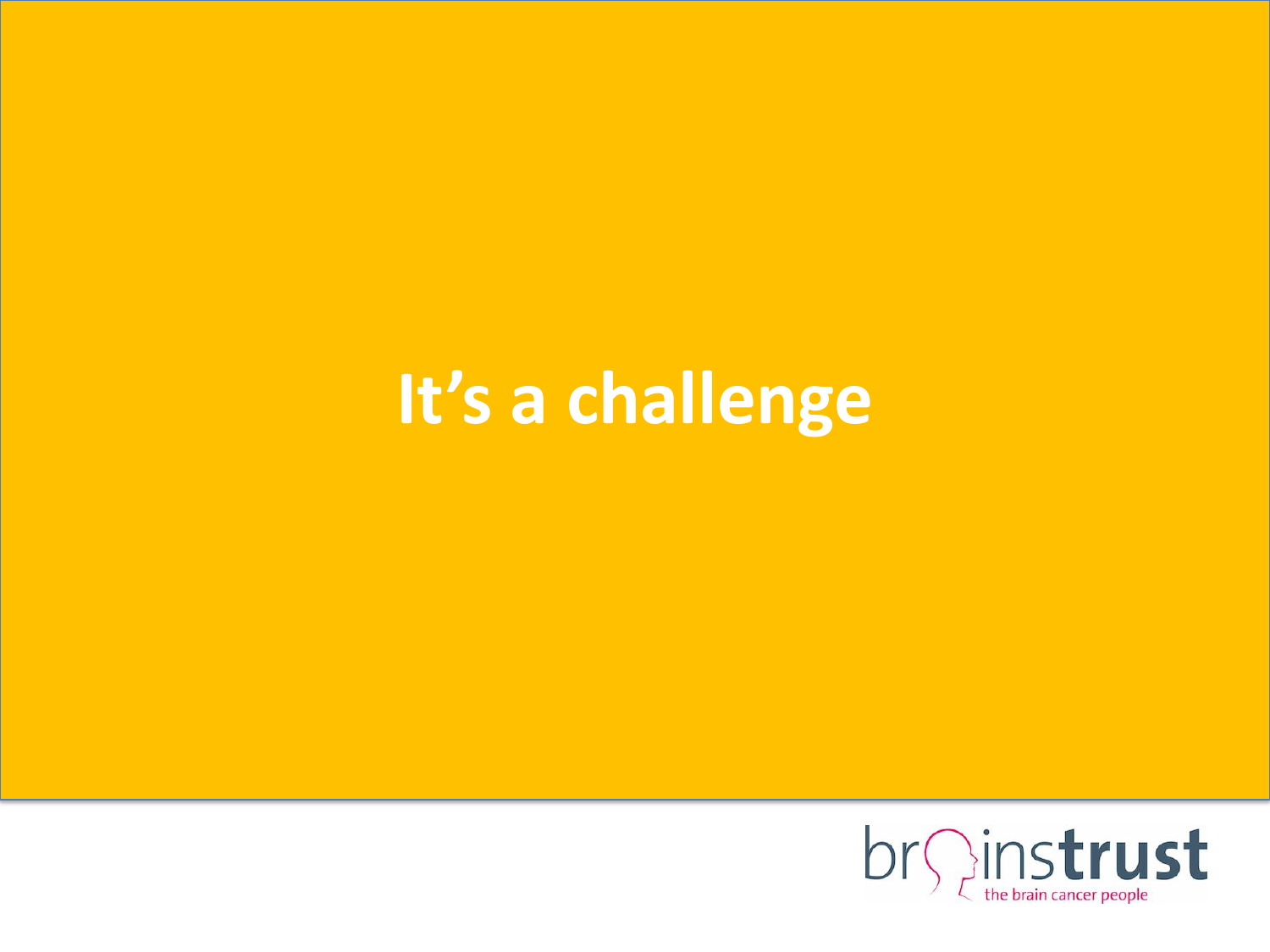# It’s a challenge

brainstrust
the brain cancer people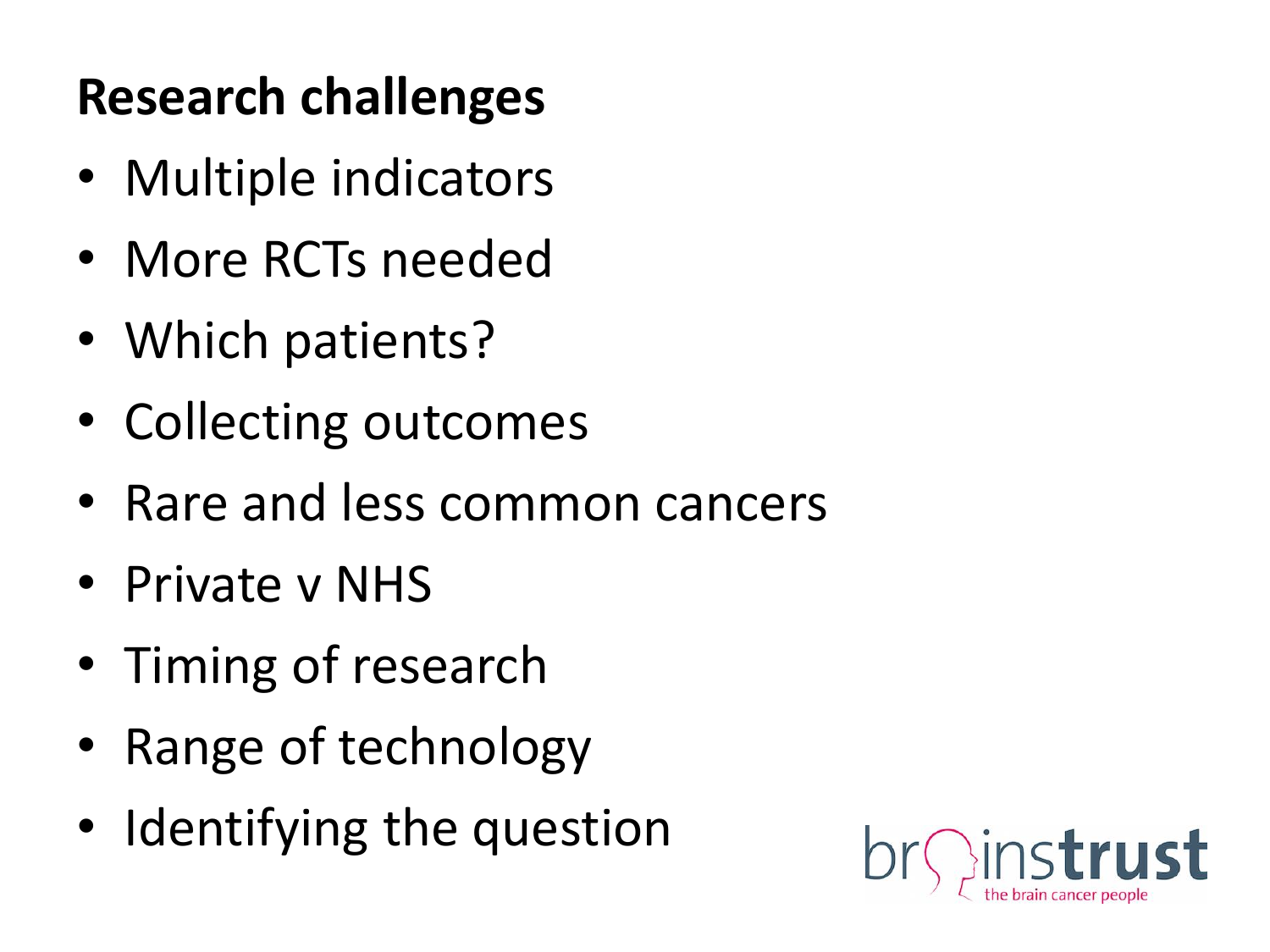## Research challenges

- Multiple indicators
- More RCTs needed
- Which patients?
- Collecting outcomes
- Rare and less common cancers
- Private v NHS
- Timing of research
- Range of technology
- Identifying the question

brainstrust
the brain cancer people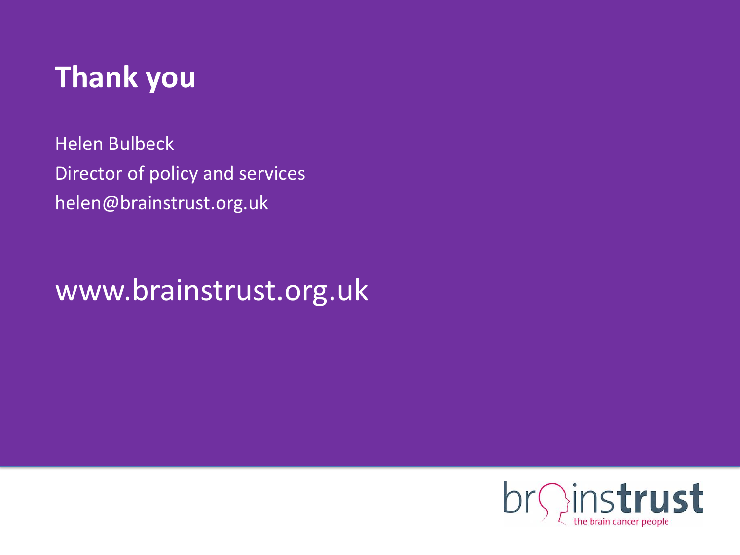# Thank you

Helen Bulbeck

Director of policy and services

helen@brainstrust.org.uk

www.brainstrust.org.uk

brainstrust

the brain cancer people